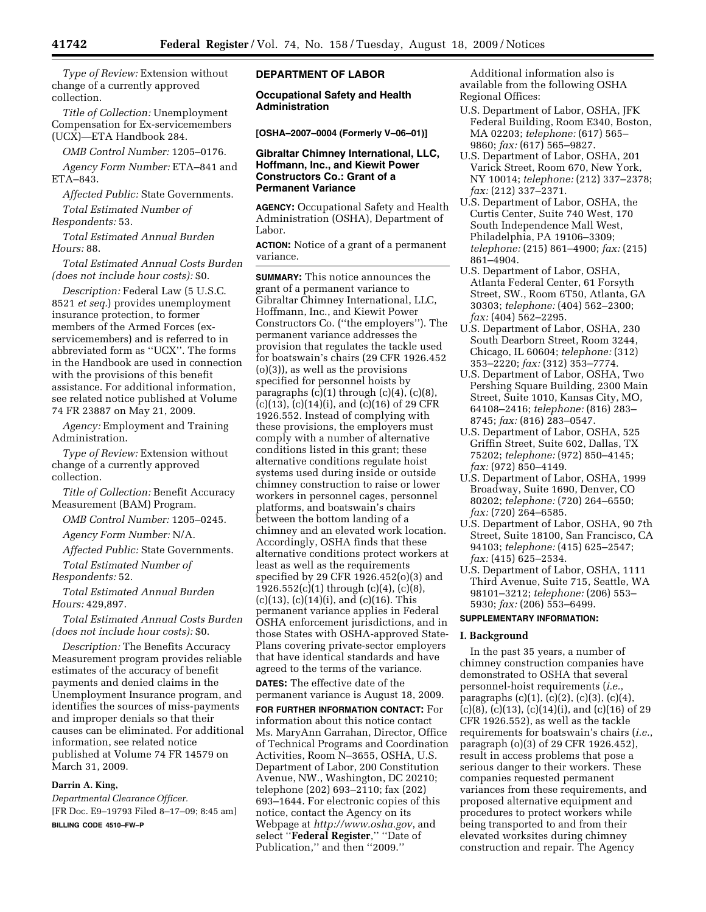*Type of Review:* Extension without change of a currently approved collection.

*Title of Collection:* Unemployment Compensation for Ex-servicemembers (UCX)—ETA Handbook 284.

*OMB Control Number:* 1205–0176.

*Agency Form Number:* ETA–841 and ETA–843.

*Affected Public:* State Governments.

*Total Estimated Number of Respondents:* 53.

*Total Estimated Annual Burden Hours:* 88.

*Total Estimated Annual Costs Burden (does not include hour costs):* $0.

*Description:* Federal Law (5 U.S.C. 8521 *et seq.*) provides unemployment insurance protection, to former members of the Armed Forces (ex-servicemembers) and is referred to in abbreviated form as ''UCX''. The forms in the Handbook are used in connection with the provisions of this benefit assistance. For additional information, see related notice published at Volume 74 FR 23887 on May 21, 2009.

*Agency:* Employment and Training Administration.

*Type of Review:* Extension without change of a currently approved collection.

*Title of Collection:* Benefit Accuracy Measurement (BAM) Program.

*OMB Control Number:* 1205–0245.

*Agency Form Number:* N/A.

*Affected Public:* State Governments.

*Total Estimated Number of Respondents:* 52.

*Total Estimated Annual Burden Hours:* 429,897.

*Total Estimated Annual Costs Burden (does not include hour costs):* $0.

*Description:* The Benefits Accuracy Measurement program provides reliable estimates of the accuracy of benefit payments and denied claims in the Unemployment Insurance program, and identifies the sources of miss-payments and improper denials so that their causes can be eliminated. For additional information, see related notice published at Volume 74 FR 14579 on March 31, 2009.

**Darrin A. King,**

*Departmental Clearance Officer.*

[FR Doc. E9–19793 Filed 8–17–09; 8:45 am]

**BILLING CODE 4510–FW–P**

## DEPARTMENT OF LABOR

### Occupational Safety and Health Administration

**[OSHA–2007–0004 (Formerly V–06–01)]**

### Gibraltar Chimney International, LLC, Hoffmann, Inc., and Kiewit Power Constructors Co.: Grant of a Permanent Variance

**AGENCY:** Occupational Safety and Health Administration (OSHA), Department of Labor.

**ACTION:** Notice of a grant of a permanent variance.

**SUMMARY:** This notice announces the grant of a permanent variance to Gibraltar Chimney International, LLC, Hoffmann, Inc., and Kiewit Power Constructors Co. (''the employers''). The permanent variance addresses the provision that regulates the tackle used for boatswain's chairs (29 CFR 1926.452 (o)(3)), as well as the provisions specified for personnel hoists by paragraphs (c)(1) through (c)(4), (c)(8), (c)(13), (c)(14)(i), and (c)(16) of 29 CFR 1926.552. Instead of complying with these provisions, the employers must comply with a number of alternative conditions listed in this grant; these alternative conditions regulate hoist systems used during inside or outside chimney construction to raise or lower workers in personnel cages, personnel platforms, and boatswain's chairs between the bottom landing of a chimney and an elevated work location. Accordingly, OSHA finds that these alternative conditions protect workers at least as well as the requirements specified by 29 CFR 1926.452(o)(3) and 1926.552(c)(1) through (c)(4), (c)(8), (c)(13), (c)(14)(i), and (c)(16). This permanent variance applies in Federal OSHA enforcement jurisdictions, and in those States with OSHA-approved State-Plans covering private-sector employers that have identical standards and have agreed to the terms of the variance.

**DATES:** The effective date of the permanent variance is August 18, 2009.

**FOR FURTHER INFORMATION CONTACT:** For information about this notice contact Ms. MaryAnn Garrahan, Director, Office of Technical Programs and Coordination Activities, Room N–3655, OSHA, U.S. Department of Labor, 200 Constitution Avenue, NW., Washington, DC 20210; telephone (202) 693–2110; fax (202) 693–1644. For electronic copies of this notice, contact the Agency on its Webpage at *http://www.osha.gov*, and select ''**Federal Register**,'' ''Date of Publication,'' and then ''2009.''

Additional information also is available from the following OSHA Regional Offices:

- U.S. Department of Labor, OSHA, JFK Federal Building, Room E340, Boston, MA 02203; *telephone:* (617) 565–9860; *fax:* (617) 565–9827.
- U.S. Department of Labor, OSHA, 201 Varick Street, Room 670, New York, NY 10014; *telephone:* (212) 337–2378; *fax:* (212) 337–2371.
- U.S. Department of Labor, OSHA, the Curtis Center, Suite 740 West, 170 South Independence Mall West, Philadelphia, PA 19106–3309; *telephone:* (215) 861–4900; *fax:* (215) 861–4904.
- U.S. Department of Labor, OSHA, Atlanta Federal Center, 61 Forsyth Street, SW., Room 6T50, Atlanta, GA 30303; *telephone:* (404) 562–2300; *fax:* (404) 562–2295.
- U.S. Department of Labor, OSHA, 230 South Dearborn Street, Room 3244, Chicago, IL 60604; *telephone:* (312) 353–2220; *fax:* (312) 353–7774.
- U.S. Department of Labor, OSHA, Two Pershing Square Building, 2300 Main Street, Suite 1010, Kansas City, MO, 64108–2416; *telephone:* (816) 283–8745; *fax:* (816) 283–0547.
- U.S. Department of Labor, OSHA, 525 Griffin Street, Suite 602, Dallas, TX 75202; *telephone:* (972) 850–4145; *fax:* (972) 850–4149.
- U.S. Department of Labor, OSHA, 1999 Broadway, Suite 1690, Denver, CO 80202; *telephone:* (720) 264–6550; *fax:* (720) 264–6585.
- U.S. Department of Labor, OSHA, 90 7th Street, Suite 18100, San Francisco, CA 94103; *telephone:* (415) 625–2547; *fax:* (415) 625–2534.
- U.S. Department of Labor, OSHA, 1111 Third Avenue, Suite 715, Seattle, WA 98101–3212; *telephone:* (206) 553–5930; *fax:* (206) 553–6499.

**SUPPLEMENTARY INFORMATION:**

#### I. Background

In the past 35 years, a number of chimney construction companies have demonstrated to OSHA that several personnel-hoist requirements (*i.e.*, paragraphs (c)(1), (c)(2), (c)(3), (c)(4), (c)(8), (c)(13), (c)(14)(i), and (c)(16) of 29 CFR 1926.552), as well as the tackle requirements for boatswain's chairs (*i.e.*, paragraph (o)(3) of 29 CFR 1926.452), result in access problems that pose a serious danger to their workers. These companies requested permanent variances from these requirements, and proposed alternative equipment and procedures to protect workers while being transported to and from their elevated worksites during chimney construction and repair. The Agency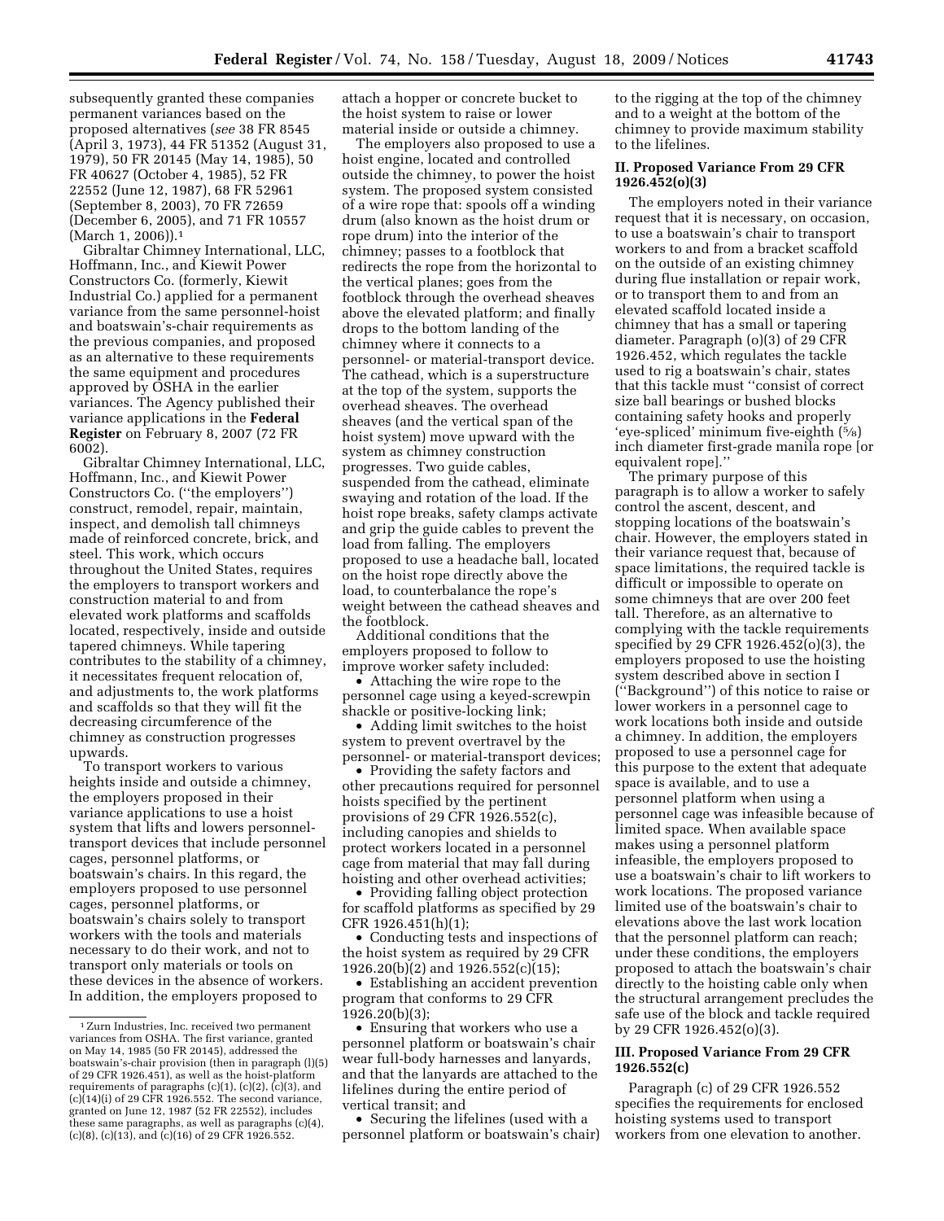subsequently granted these companies permanent variances based on the proposed alternatives (*see* 38 FR 8545 (April 3, 1973), 44 FR 51352 (August 31, 1979), 50 FR 20145 (May 14, 1985), 50 FR 40627 (October 4, 1985), 52 FR 22552 (June 12, 1987), 68 FR 52961 (September 8, 2003), 70 FR 72659 (December 6, 2005), and 71 FR 10557 (March 1, 2006)).[1]

Gibraltar Chimney International, LLC, Hoffmann, Inc., and Kiewit Power Constructors Co. (formerly, Kiewit Industrial Co.) applied for a permanent variance from the same personnel-hoist and boatswain's-chair requirements as the previous companies, and proposed as an alternative to these requirements the same equipment and procedures approved by OSHA in the earlier variances. The Agency published their variance applications in the **Federal Register** on February 8, 2007 (72 FR 6002).

Gibraltar Chimney International, LLC, Hoffmann, Inc., and Kiewit Power Constructors Co. (''the employers'') construct, remodel, repair, maintain, inspect, and demolish tall chimneys made of reinforced concrete, brick, and steel. This work, which occurs throughout the United States, requires the employers to transport workers and construction material to and from elevated work platforms and scaffolds located, respectively, inside and outside tapered chimneys. While tapering contributes to the stability of a chimney, it necessitates frequent relocation of, and adjustments to, the work platforms and scaffolds so that they will fit the decreasing circumference of the chimney as construction progresses upwards.

To transport workers to various heights inside and outside a chimney, the employers proposed in their variance applications to use a hoist system that lifts and lowers personnel-transport devices that include personnel cages, personnel platforms, or boatswain's chairs. In this regard, the employers proposed to use personnel cages, personnel platforms, or boatswain's chairs solely to transport workers with the tools and materials necessary to do their work, and not to transport only materials or tools on these devices in the absence of workers. In addition, the employers proposed to attach a hopper or concrete bucket to the hoist system to raise or lower material inside or outside a chimney.

The employers also proposed to use a hoist engine, located and controlled outside the chimney, to power the hoist system. The proposed system consisted of a wire rope that: spools off a winding drum (also known as the hoist drum or rope drum) into the interior of the chimney; passes to a footblock that redirects the rope from the horizontal to the vertical planes; goes from the footblock through the overhead sheaves above the elevated platform; and finally drops to the bottom landing of the chimney where it connects to a personnel- or material-transport device. The cathead, which is a superstructure at the top of the system, supports the overhead sheaves. The overhead sheaves (and the vertical span of the hoist system) move upward with the system as chimney construction progresses. Two guide cables, suspended from the cathead, eliminate swaying and rotation of the load. If the hoist rope breaks, safety clamps activate and grip the guide cables to prevent the load from falling. The employers proposed to use a headache ball, located on the hoist rope directly above the load, to counterbalance the rope's weight between the cathead sheaves and the footblock.

Additional conditions that the employers proposed to follow to improve worker safety included:

- Attaching the wire rope to the personnel cage using a keyed-screwpin shackle or positive-locking link;
- Adding limit switches to the hoist system to prevent overtravel by the personnel- or material-transport devices;
- Providing the safety factors and other precautions required for personnel hoists specified by the pertinent provisions of 29 CFR 1926.552(c), including canopies and shields to protect workers located in a personnel cage from material that may fall during hoisting and other overhead activities;
- Providing falling object protection for scaffold platforms as specified by 29 CFR 1926.451(h)(1);
- Conducting tests and inspections of the hoist system as required by 29 CFR 1926.20(b)(2) and 1926.552(c)(15);
- Establishing an accident prevention program that conforms to 29 CFR 1926.20(b)(3);
- Ensuring that workers who use a personnel platform or boatswain's chair wear full-body harnesses and lanyards, and that the lanyards are attached to the lifelines during the entire period of vertical transit; and
- Securing the lifelines (used with a personnel platform or boatswain's chair) to the rigging at the top of the chimney and to a weight at the bottom of the chimney to provide maximum stability to the lifelines.

## II. Proposed Variance From 29 CFR 1926.452(o)(3)

The employers noted in their variance request that it is necessary, on occasion, to use a boatswain's chair to transport workers to and from a bracket scaffold on the outside of an existing chimney during flue installation or repair work, or to transport them to and from an elevated scaffold located inside a chimney that has a small or tapering diameter. Paragraph (o)(3) of 29 CFR 1926.452, which regulates the tackle used to rig a boatswain's chair, states that this tackle must ''consist of correct size ball bearings or bushed blocks containing safety hooks and properly 'eye-spliced' minimum five-eighth (5/8) inch diameter first-grade manila rope [or equivalent rope].''

The primary purpose of this paragraph is to allow a worker to safely control the ascent, descent, and stopping locations of the boatswain's chair. However, the employers stated in their variance request that, because of space limitations, the required tackle is difficult or impossible to operate on some chimneys that are over 200 feet tall. Therefore, as an alternative to complying with the tackle requirements specified by 29 CFR 1926.452(o)(3), the employers proposed to use the hoisting system described above in section I (''Background'') of this notice to raise or lower workers in a personnel cage to work locations both inside and outside a chimney. In addition, the employers proposed to use a personnel cage for this purpose to the extent that adequate space is available, and to use a personnel platform when using a personnel cage was infeasible because of limited space. When available space makes using a personnel platform infeasible, the employers proposed to use a boatswain's chair to lift workers to work locations. The proposed variance limited use of the boatswain's chair to elevations above the last work location that the personnel platform can reach; under these conditions, the employers proposed to attach the boatswain's chair directly to the hoisting cable only when the structural arrangement precludes the safe use of the block and tackle required by 29 CFR 1926.452(o)(3).

## III. Proposed Variance From 29 CFR 1926.552(c)

Paragraph (c) of 29 CFR 1926.552 specifies the requirements for enclosed hoisting systems used to transport workers from one elevation to another.

---

[1] Zurn Industries, Inc. received two permanent variances from OSHA. The first variance, granted on May 14, 1985 (50 FR 20145), addressed the boatswain's-chair provision (then in paragraph (l)(5) of 29 CFR 1926.451), as well as the hoist-platform requirements of paragraphs (c)(1), (c)(2), (c)(3), and (c)(14)(i) of 29 CFR 1926.552. The second variance, granted on June 12, 1987 (52 FR 22552), includes these same paragraphs, as well as paragraphs (c)(4), (c)(8), (c)(13), and (c)(16) of 29 CFR 1926.552.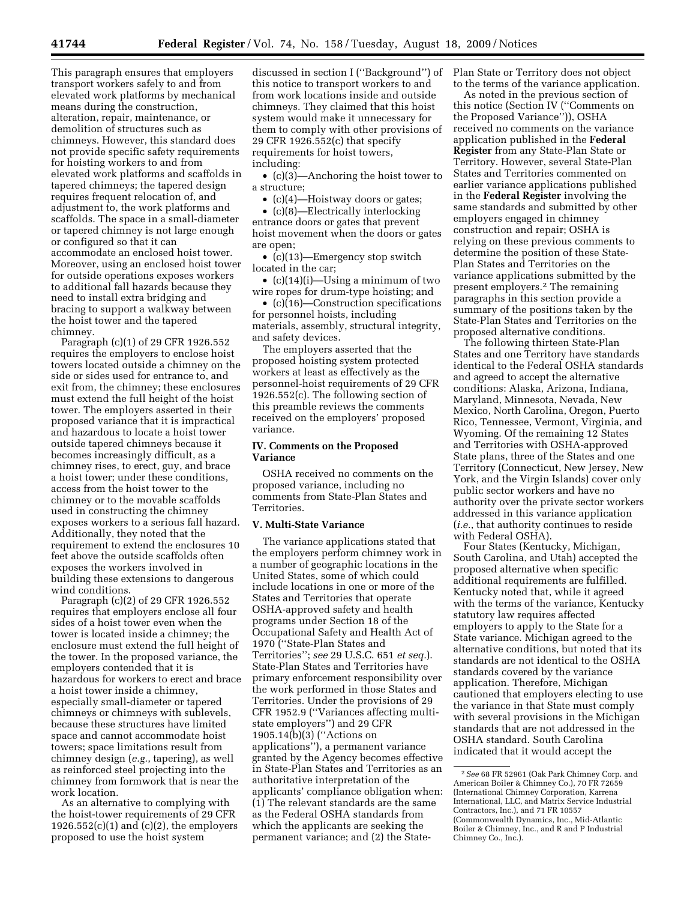This paragraph ensures that employers transport workers safely to and from elevated work platforms by mechanical means during the construction, alteration, repair, maintenance, or demolition of structures such as chimneys. However, this standard does not provide specific safety requirements for hoisting workers to and from elevated work platforms and scaffolds in tapered chimneys; the tapered design requires frequent relocation of, and adjustment to, the work platforms and scaffolds. The space in a small-diameter or tapered chimney is not large enough or configured so that it can accommodate an enclosed hoist tower. Moreover, using an enclosed hoist tower for outside operations exposes workers to additional fall hazards because they need to install extra bridging and bracing to support a walkway between the hoist tower and the tapered chimney.

Paragraph (c)(1) of 29 CFR 1926.552 requires the employers to enclose hoist towers located outside a chimney on the side or sides used for entrance to, and exit from, the chimney; these enclosures must extend the full height of the hoist tower. The employers asserted in their proposed variance that it is impractical and hazardous to locate a hoist tower outside tapered chimneys because it becomes increasingly difficult, as a chimney rises, to erect, guy, and brace a hoist tower; under these conditions, access from the hoist tower to the chimney or to the movable scaffolds used in constructing the chimney exposes workers to a serious fall hazard. Additionally, they noted that the requirement to extend the enclosures 10 feet above the outside scaffolds often exposes the workers involved in building these extensions to dangerous wind conditions.

Paragraph (c)(2) of 29 CFR 1926.552 requires that employers enclose all four sides of a hoist tower even when the tower is located inside a chimney; the enclosure must extend the full height of the tower. In the proposed variance, the employers contended that it is hazardous for workers to erect and brace a hoist tower inside a chimney, especially small-diameter or tapered chimneys or chimneys with sublevels, because these structures have limited space and cannot accommodate hoist towers; space limitations result from chimney design (*e.g.*, tapering), as well as reinforced steel projecting into the chimney from formwork that is near the work location.

As an alternative to complying with the hoist-tower requirements of 29 CFR 1926.552(c)(1) and (c)(2), the employers proposed to use the hoist system discussed in section I (''Background'') of this notice to transport workers to and from work locations inside and outside chimneys. They claimed that this hoist system would make it unnecessary for them to comply with other provisions of 29 CFR 1926.552(c) that specify requirements for hoist towers, including:

- (c)(3)—Anchoring the hoist tower to a structure;
- (c)(4)—Hoistway doors or gates;
- (c)(8)—Electrically interlocking entrance doors or gates that prevent hoist movement when the doors or gates are open;
- (c)(13)—Emergency stop switch located in the car;
- (c)(14)(i)—Using a minimum of two wire ropes for drum-type hoisting; and
- (c)(16)—Construction specifications for personnel hoists, including materials, assembly, structural integrity, and safety devices.

The employers asserted that the proposed hoisting system protected workers at least as effectively as the personnel-hoist requirements of 29 CFR 1926.552(c). The following section of this preamble reviews the comments received on the employers' proposed variance.

## IV. Comments on the Proposed Variance

OSHA received no comments on the proposed variance, including no comments from State-Plan States and Territories.

## V. Multi-State Variance

The variance applications stated that the employers perform chimney work in a number of geographic locations in the United States, some of which could include locations in one or more of the States and Territories that operate OSHA-approved safety and health programs under Section 18 of the Occupational Safety and Health Act of 1970 (''State-Plan States and Territories''; *see* 29 U.S.C. 651 *et seq.*). State-Plan States and Territories have primary enforcement responsibility over the work performed in those States and Territories. Under the provisions of 29 CFR 1952.9 (''Variances affecting multi-state employers'') and 29 CFR 1905.14(b)(3) (''Actions on applications''), a permanent variance granted by the Agency becomes effective in State-Plan States and Territories as an authoritative interpretation of the applicants' compliance obligation when: (1) The relevant standards are the same as the Federal OSHA standards from which the applicants are seeking the permanent variance; and (2) the State-Plan State or Territory does not object to the terms of the variance application.

As noted in the previous section of this notice (Section IV (''Comments on the Proposed Variance'')), OSHA received no comments on the variance application published in the **Federal Register** from any State-Plan State or Territory. However, several State-Plan States and Territories commented on earlier variance applications published in the **Federal Register** involving the same standards and submitted by other employers engaged in chimney construction and repair; OSHA is relying on these previous comments to determine the position of these State-Plan States and Territories on the variance applications submitted by the present employers.[2] The remaining paragraphs in this section provide a summary of the positions taken by the State-Plan States and Territories on the proposed alternative conditions.

The following thirteen State-Plan States and one Territory have standards identical to the Federal OSHA standards and agreed to accept the alternative conditions: Alaska, Arizona, Indiana, Maryland, Minnesota, Nevada, New Mexico, North Carolina, Oregon, Puerto Rico, Tennessee, Vermont, Virginia, and Wyoming. Of the remaining 12 States and Territories with OSHA-approved State plans, three of the States and one Territory (Connecticut, New Jersey, New York, and the Virgin Islands) cover only public sector workers and have no authority over the private sector workers addressed in this variance application (*i.e.*, that authority continues to reside with Federal OSHA).

Four States (Kentucky, Michigan, South Carolina, and Utah) accepted the proposed alternative when specific additional requirements are fulfilled. Kentucky noted that, while it agreed with the terms of the variance, Kentucky statutory law requires affected employers to apply to the State for a State variance. Michigan agreed to the alternative conditions, but noted that its standards are not identical to the OSHA standards covered by the variance application. Therefore, Michigan cautioned that employers electing to use the variance in that State must comply with several provisions in the Michigan standards that are not addressed in the OSHA standard. South Carolina indicated that it would accept the

---

[2] *See* 68 FR 52961 (Oak Park Chimney Corp. and American Boiler & Chimney Co.), 70 FR 72659 (International Chimney Corporation, Karrena International, LLC, and Matrix Service Industrial Contractors, Inc.), and 71 FR 10557 (Commonwealth Dynamics, Inc., Mid-Atlantic Boiler & Chimney, Inc., and R and P Industrial Chimney Co., Inc.).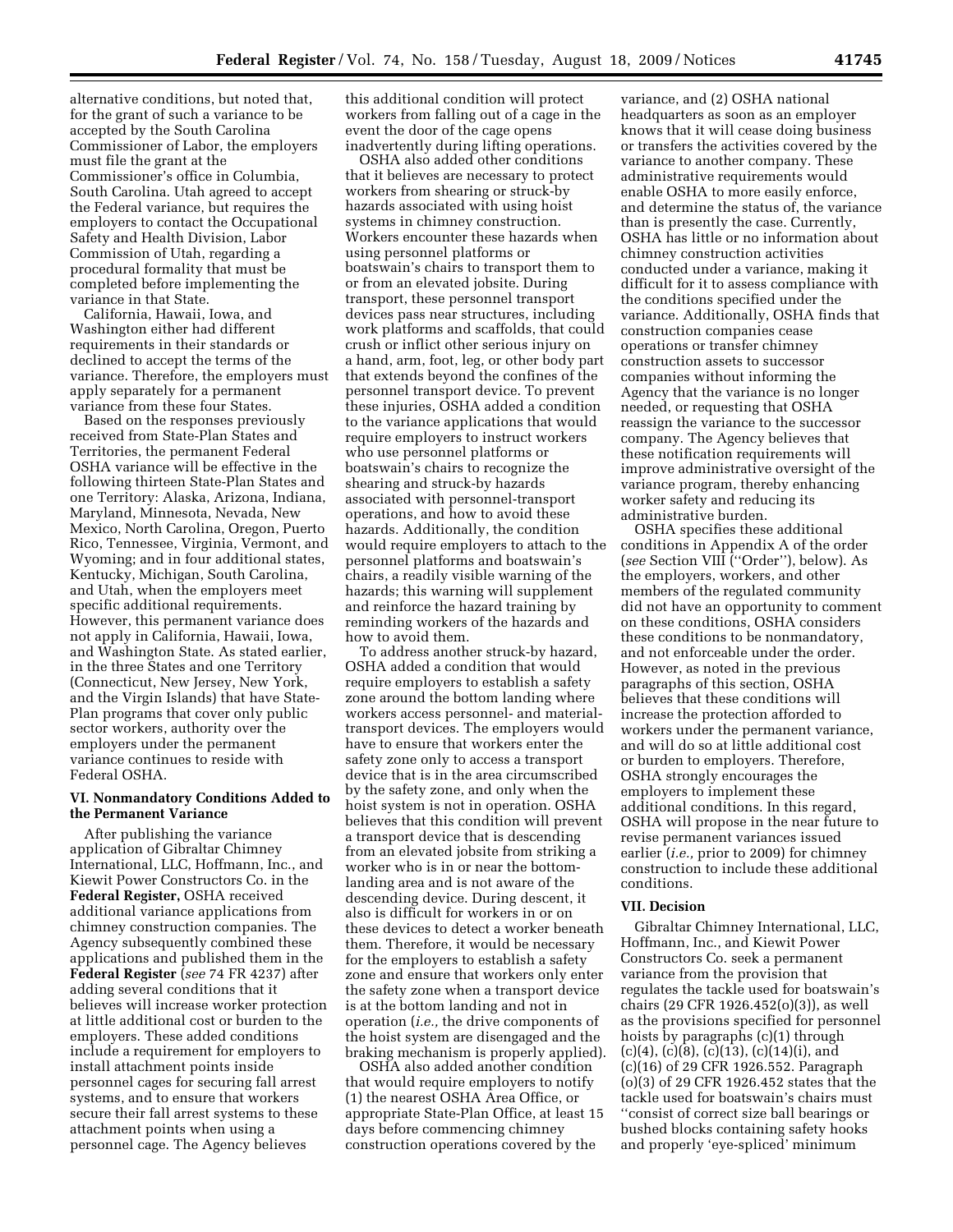alternative conditions, but noted that, for the grant of such a variance to be accepted by the South Carolina Commissioner of Labor, the employers must file the grant at the Commissioner's office in Columbia, South Carolina. Utah agreed to accept the Federal variance, but requires the employers to contact the Occupational Safety and Health Division, Labor Commission of Utah, regarding a procedural formality that must be completed before implementing the variance in that State.

California, Hawaii, Iowa, and Washington either had different requirements in their standards or declined to accept the terms of the variance. Therefore, the employers must apply separately for a permanent variance from these four States.

Based on the responses previously received from State-Plan States and Territories, the permanent Federal OSHA variance will be effective in the following thirteen State-Plan States and one Territory: Alaska, Arizona, Indiana, Maryland, Minnesota, Nevada, New Mexico, North Carolina, Oregon, Puerto Rico, Tennessee, Virginia, Vermont, and Wyoming; and in four additional states, Kentucky, Michigan, South Carolina, and Utah, when the employers meet specific additional requirements. However, this permanent variance does not apply in California, Hawaii, Iowa, and Washington State. As stated earlier, in the three States and one Territory (Connecticut, New Jersey, New York, and the Virgin Islands) that have State-Plan programs that cover only public sector workers, authority over the employers under the permanent variance continues to reside with Federal OSHA.

### VI. Nonmandatory Conditions Added to the Permanent Variance

After publishing the variance application of Gibraltar Chimney International, LLC, Hoffmann, Inc., and Kiewit Power Constructors Co. in the **Federal Register,** OSHA received additional variance applications from chimney construction companies. The Agency subsequently combined these applications and published them in the **Federal Register** (*see* 74 FR 4237) after adding several conditions that it believes will increase worker protection at little additional cost or burden to the employers. These added conditions include a requirement for employers to install attachment points inside personnel cages for securing fall arrest systems, and to ensure that workers secure their fall arrest systems to these attachment points when using a personnel cage. The Agency believes this additional condition will protect workers from falling out of a cage in the event the door of the cage opens inadvertently during lifting operations.

OSHA also added other conditions that it believes are necessary to protect workers from shearing or struck-by hazards associated with using hoist systems in chimney construction. Workers encounter these hazards when using personnel platforms or boatswain's chairs to transport them to or from an elevated jobsite. During transport, these personnel transport devices pass near structures, including work platforms and scaffolds, that could crush or inflict other serious injury on a hand, arm, foot, leg, or other body part that extends beyond the confines of the personnel transport device. To prevent these injuries, OSHA added a condition to the variance applications that would require employers to instruct workers who use personnel platforms or boatswain's chairs to recognize the shearing and struck-by hazards associated with personnel-transport operations, and how to avoid these hazards. Additionally, the condition would require employers to attach to the personnel platforms and boatswain's chairs, a readily visible warning of the hazards; this warning will supplement and reinforce the hazard training by reminding workers of the hazards and how to avoid them.

To address another struck-by hazard, OSHA added a condition that would require employers to establish a safety zone around the bottom landing where workers access personnel- and material-transport devices. The employers would have to ensure that workers enter the safety zone only to access a transport device that is in the area circumscribed by the safety zone, and only when the hoist system is not in operation. OSHA believes that this condition will prevent a transport device that is descending from an elevated jobsite from striking a worker who is in or near the bottom-landing area and is not aware of the descending device. During descent, it also is difficult for workers in or on these devices to detect a worker beneath them. Therefore, it would be necessary for the employers to establish a safety zone and ensure that workers only enter the safety zone when a transport device is at the bottom landing and not in operation (*i.e.,* the drive components of the hoist system are disengaged and the braking mechanism is properly applied).

OSHA also added another condition that would require employers to notify (1) the nearest OSHA Area Office, or appropriate State-Plan Office, at least 15 days before commencing chimney construction operations covered by the variance, and (2) OSHA national headquarters as soon as an employer knows that it will cease doing business or transfers the activities covered by the variance to another company. These administrative requirements would enable OSHA to more easily enforce, and determine the status of, the variance than is presently the case. Currently, OSHA has little or no information about chimney construction activities conducted under a variance, making it difficult for it to assess compliance with the conditions specified under the variance. Additionally, OSHA finds that construction companies cease operations or transfer chimney construction assets to successor companies without informing the Agency that the variance is no longer needed, or requesting that OSHA reassign the variance to the successor company. The Agency believes that these notification requirements will improve administrative oversight of the variance program, thereby enhancing worker safety and reducing its administrative burden.

OSHA specifies these additional conditions in Appendix A of the order (*see* Section VIII (''Order''), below). As the employers, workers, and other members of the regulated community did not have an opportunity to comment on these conditions, OSHA considers these conditions to be nonmandatory, and not enforceable under the order. However, as noted in the previous paragraphs of this section, OSHA believes that these conditions will increase the protection afforded to workers under the permanent variance, and will do so at little additional cost or burden to employers. Therefore, OSHA strongly encourages the employers to implement these additional conditions. In this regard, OSHA will propose in the near future to revise permanent variances issued earlier (*i.e.,* prior to 2009) for chimney construction to include these additional conditions.

### VII. Decision

Gibraltar Chimney International, LLC, Hoffmann, Inc., and Kiewit Power Constructors Co. seek a permanent variance from the provision that regulates the tackle used for boatswain's chairs (29 CFR 1926.452(o)(3)), as well as the provisions specified for personnel hoists by paragraphs (c)(1) through (c)(4), (c)(8), (c)(13), (c)(14)(i), and (c)(16) of 29 CFR 1926.552. Paragraph (o)(3) of 29 CFR 1926.452 states that the tackle used for boatswain's chairs must ''consist of correct size ball bearings or bushed blocks containing safety hooks and properly 'eye-spliced' minimum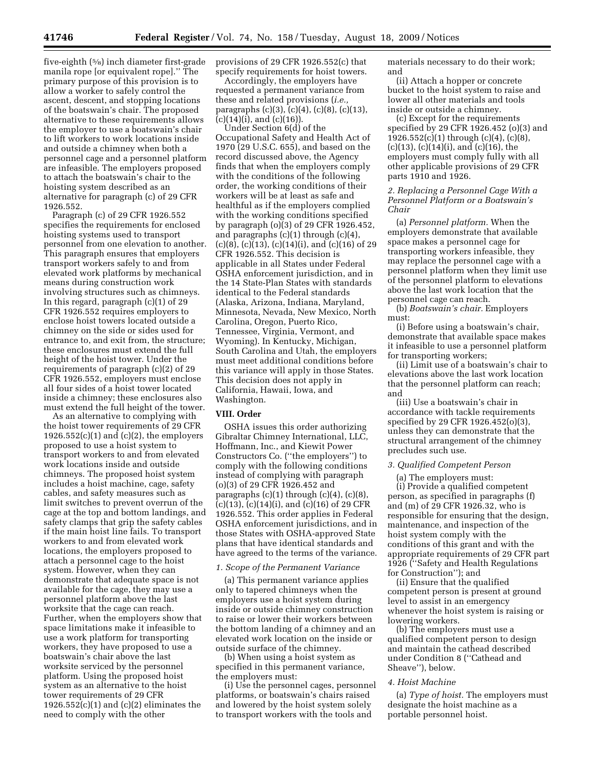five-eighth (5⁄8) inch diameter first-grade manila rope [or equivalent rope].'' The primary purpose of this provision is to allow a worker to safely control the ascent, descent, and stopping locations of the boatswain's chair. The proposed alternative to these requirements allows the employer to use a boatswain's chair to lift workers to work locations inside and outside a chimney when both a personnel cage and a personnel platform are infeasible. The employers proposed to attach the boatswain's chair to the hoisting system described as an alternative for paragraph (c) of 29 CFR 1926.552.

Paragraph (c) of 29 CFR 1926.552 specifies the requirements for enclosed hoisting systems used to transport personnel from one elevation to another. This paragraph ensures that employers transport workers safely to and from elevated work platforms by mechanical means during construction work involving structures such as chimneys. In this regard, paragraph (c)(1) of 29 CFR 1926.552 requires employers to enclose hoist towers located outside a chimney on the side or sides used for entrance to, and exit from, the structure; these enclosures must extend the full height of the hoist tower. Under the requirements of paragraph (c)(2) of 29 CFR 1926.552, employers must enclose all four sides of a hoist tower located inside a chimney; these enclosures also must extend the full height of the tower.

As an alternative to complying with the hoist tower requirements of 29 CFR 1926.552(c)(1) and (c)(2), the employers proposed to use a hoist system to transport workers to and from elevated work locations inside and outside chimneys. The proposed hoist system includes a hoist machine, cage, safety cables, and safety measures such as limit switches to prevent overrun of the cage at the top and bottom landings, and safety clamps that grip the safety cables if the main hoist line fails. To transport workers to and from elevated work locations, the employers proposed to attach a personnel cage to the hoist system. However, when they can demonstrate that adequate space is not available for the cage, they may use a personnel platform above the last worksite that the cage can reach. Further, when the employers show that space limitations make it infeasible to use a work platform for transporting workers, they have proposed to use a boatswain's chair above the last worksite serviced by the personnel platform. Using the proposed hoist system as an alternative to the hoist tower requirements of 29 CFR 1926.552(c)(1) and (c)(2) eliminates the need to comply with the other provisions of 29 CFR 1926.552(c) that specify requirements for hoist towers.

Accordingly, the employers have requested a permanent variance from these and related provisions (*i.e.,* paragraphs (c)(3), (c)(4), (c)(8), (c)(13), (c)(14)(i), and (c)(16)).

Under Section 6(d) of the Occupational Safety and Health Act of 1970 (29 U.S.C. 655), and based on the record discussed above, the Agency finds that when the employers comply with the conditions of the following order, the working conditions of their workers will be at least as safe and healthful as if the employers complied with the working conditions specified by paragraph (o)(3) of 29 CFR 1926.452, and paragraphs (c)(1) through (c)(4), (c)(8), (c)(13), (c)(14)(i), and (c)(16) of 29 CFR 1926.552. This decision is applicable in all States under Federal OSHA enforcement jurisdiction, and in the 14 State-Plan States with standards identical to the Federal standards (Alaska, Arizona, Indiana, Maryland, Minnesota, Nevada, New Mexico, North Carolina, Oregon, Puerto Rico, Tennessee, Virginia, Vermont, and Wyoming). In Kentucky, Michigan, South Carolina and Utah, the employers must meet additional conditions before this variance will apply in those States. This decision does not apply in California, Hawaii, Iowa, and Washington.

## VIII. Order

OSHA issues this order authorizing Gibraltar Chimney International, LLC, Hoffmann, Inc., and Kiewit Power Constructors Co. (''the employers'') to comply with the following conditions instead of complying with paragraph (o)(3) of 29 CFR 1926.452 and paragraphs (c)(1) through (c)(4), (c)(8), (c)(13), (c)(14)(i), and (c)(16) of 29 CFR 1926.552. This order applies in Federal OSHA enforcement jurisdictions, and in those States with OSHA-approved State plans that have identical standards and have agreed to the terms of the variance.

### *1. Scope of the Permanent Variance*

(a) This permanent variance applies only to tapered chimneys when the employers use a hoist system during inside or outside chimney construction to raise or lower their workers between the bottom landing of a chimney and an elevated work location on the inside or outside surface of the chimney.

(b) When using a hoist system as specified in this permanent variance, the employers must:

(i) Use the personnel cages, personnel platforms, or boatswain's chairs raised and lowered by the hoist system solely to transport workers with the tools and materials necessary to do their work; and

(ii) Attach a hopper or concrete bucket to the hoist system to raise and lower all other materials and tools inside or outside a chimney.

(c) Except for the requirements specified by 29 CFR 1926.452 (o)(3) and 1926.552(c)(1) through (c)(4), (c)(8), (c)(13), (c)(14)(i), and (c)(16), the employers must comply fully with all other applicable provisions of 29 CFR parts 1910 and 1926.

### *2. Replacing a Personnel Cage With a Personnel Platform or a Boatswain's Chair*

(a) *Personnel platform.* When the employers demonstrate that available space makes a personnel cage for transporting workers infeasible, they may replace the personnel cage with a personnel platform when they limit use of the personnel platform to elevations above the last work location that the personnel cage can reach.

(b) *Boatswain's chair.* Employers must:

(i) Before using a boatswain's chair, demonstrate that available space makes it infeasible to use a personnel platform for transporting workers;

(ii) Limit use of a boatswain's chair to elevations above the last work location that the personnel platform can reach; and

(iii) Use a boatswain's chair in accordance with tackle requirements specified by 29 CFR 1926.452(o)(3), unless they can demonstrate that the structural arrangement of the chimney precludes such use.

### *3. Qualified Competent Person*

(a) The employers must:

(i) Provide a qualified competent person, as specified in paragraphs (f) and (m) of 29 CFR 1926.32, who is responsible for ensuring that the design, maintenance, and inspection of the hoist system comply with the conditions of this grant and with the appropriate requirements of 29 CFR part 1926 (''Safety and Health Regulations for Construction''); and

(ii) Ensure that the qualified competent person is present at ground level to assist in an emergency whenever the hoist system is raising or lowering workers.

(b) The employers must use a qualified competent person to design and maintain the cathead described under Condition 8 (''Cathead and Sheave''), below.

### *4. Hoist Machine*

(a) *Type of hoist.* The employers must designate the hoist machine as a portable personnel hoist.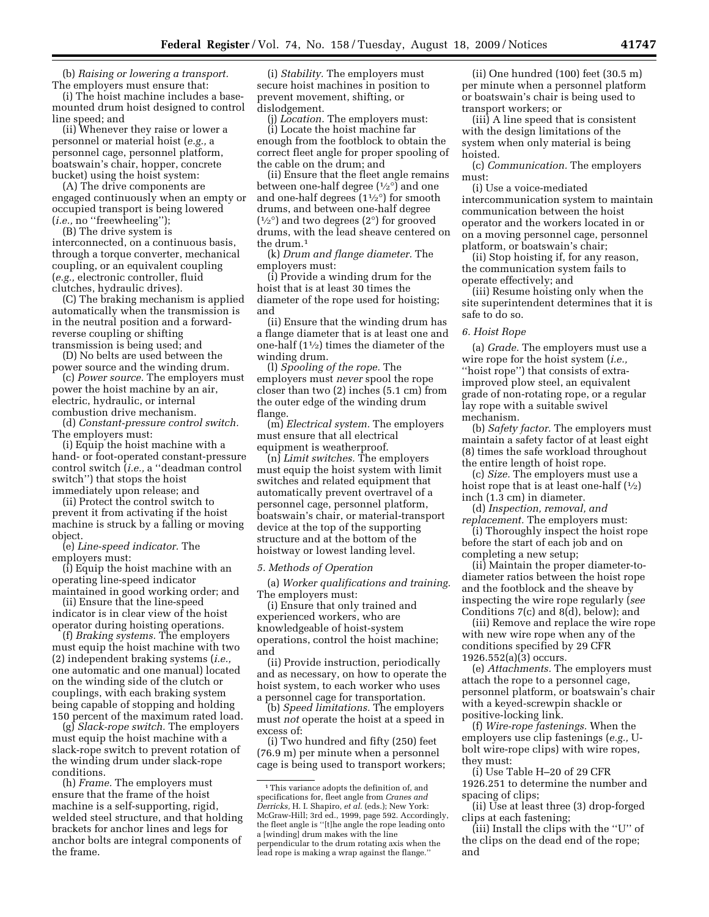(b) *Raising or lowering a transport.* The employers must ensure that:

(i) The hoist machine includes a base-mounted drum hoist designed to control line speed; and

(ii) Whenever they raise or lower a personnel or material hoist (*e.g.,* a personnel cage, personnel platform, boatswain's chair, hopper, concrete bucket) using the hoist system:

(A) The drive components are engaged continuously when an empty or occupied transport is being lowered (*i.e.,* no ''freewheeling'');

(B) The drive system is interconnected, on a continuous basis, through a torque converter, mechanical coupling, or an equivalent coupling (*e.g.,* electronic controller, fluid clutches, hydraulic drives).

(C) The braking mechanism is applied automatically when the transmission is in the neutral position and a forward-reverse coupling or shifting transmission is being used; and

(D) No belts are used between the power source and the winding drum.

(c) *Power source.* The employers must power the hoist machine by an air, electric, hydraulic, or internal combustion drive mechanism.

(d) *Constant-pressure control switch.* The employers must:

(i) Equip the hoist machine with a hand- or foot-operated constant-pressure control switch (*i.e.,* a ''deadman control switch'') that stops the hoist immediately upon release; and

(ii) Protect the control switch to prevent it from activating if the hoist machine is struck by a falling or moving object.

(e) *Line-speed indicator.* The employers must:

(i) Equip the hoist machine with an operating line-speed indicator maintained in good working order; and

(ii) Ensure that the line-speed indicator is in clear view of the hoist operator during hoisting operations.

(f) *Braking systems.* The employers must equip the hoist machine with two (2) independent braking systems (*i.e.,* one automatic and one manual) located on the winding side of the clutch or couplings, with each braking system being capable of stopping and holding 150 percent of the maximum rated load.

(g) *Slack-rope switch.* The employers must equip the hoist machine with a slack-rope switch to prevent rotation of the winding drum under slack-rope conditions.

(h) *Frame.* The employers must ensure that the frame of the hoist machine is a self-supporting, rigid, welded steel structure, and that holding brackets for anchor lines and legs for anchor bolts are integral components of the frame.

(i) *Stability.* The employers must secure hoist machines in position to prevent movement, shifting, or dislodgement.

(j) *Location.* The employers must:

(i) Locate the hoist machine far enough from the footblock to obtain the correct fleet angle for proper spooling of the cable on the drum; and

(ii) Ensure that the fleet angle remains between one-half degree (½°) and one and one-half degrees (1½°) for smooth drums, and between one-half degree (½°) and two degrees (2°) for grooved drums, with the lead sheave centered on the drum.[1]

(k) *Drum and flange diameter.* The employers must:

(i) Provide a winding drum for the hoist that is at least 30 times the diameter of the rope used for hoisting; and

(ii) Ensure that the winding drum has a flange diameter that is at least one and one-half (1½) times the diameter of the winding drum.

(l) *Spooling of the rope.* The employers must *never* spool the rope closer than two (2) inches (5.1 cm) from the outer edge of the winding drum flange.

(m) *Electrical system.* The employers must ensure that all electrical equipment is weatherproof.

(n) *Limit switches.* The employers must equip the hoist system with limit switches and related equipment that automatically prevent overtravel of a personnel cage, personnel platform, boatswain's chair, or material-transport device at the top of the supporting structure and at the bottom of the hoistway or lowest landing level.

*5. Methods of Operation*

(a) *Worker qualifications and training.* The employers must:

(i) Ensure that only trained and experienced workers, who are knowledgeable of hoist-system operations, control the hoist machine; and

(ii) Provide instruction, periodically and as necessary, on how to operate the hoist system, to each worker who uses a personnel cage for transportation.

(b) *Speed limitations.* The employers must *not* operate the hoist at a speed in excess of:

(i) Two hundred and fifty (250) feet (76.9 m) per minute when a personnel cage is being used to transport workers;

(ii) One hundred (100) feet (30.5 m) per minute when a personnel platform or boatswain's chair is being used to transport workers; or

(iii) A line speed that is consistent with the design limitations of the system when only material is being hoisted.

(c) *Communication.* The employers must:

(i) Use a voice-mediated intercommunication system to maintain communication between the hoist operator and the workers located in or on a moving personnel cage, personnel platform, or boatswain's chair;

(ii) Stop hoisting if, for any reason, the communication system fails to operate effectively; and

(iii) Resume hoisting only when the site superintendent determines that it is safe to do so.

*6. Hoist Rope*

(a) *Grade.* The employers must use a wire rope for the hoist system (*i.e.,* ''hoist rope'') that consists of extra-improved plow steel, an equivalent grade of non-rotating rope, or a regular lay rope with a suitable swivel mechanism.

(b) *Safety factor.* The employers must maintain a safety factor of at least eight (8) times the safe workload throughout the entire length of hoist rope.

(c) *Size.* The employers must use a hoist rope that is at least one-half (½) inch (1.3 cm) in diameter.

(d) *Inspection, removal, and replacement.* The employers must:

(i) Thoroughly inspect the hoist rope before the start of each job and on completing a new setup;

(ii) Maintain the proper diameter-to-diameter ratios between the hoist rope and the footblock and the sheave by inspecting the wire rope regularly (*see* Conditions 7(c) and 8(d), below); and

(iii) Remove and replace the wire rope with new wire rope when any of the conditions specified by 29 CFR 1926.552(a)(3) occurs.

(e) *Attachments.* The employers must attach the rope to a personnel cage, personnel platform, or boatswain's chair with a keyed-screwpin shackle or positive-locking link.

(f) *Wire-rope fastenings.* When the employers use clip fastenings (*e.g.,* U-bolt wire-rope clips) with wire ropes, they must:

(i) Use Table H–20 of 29 CFR 1926.251 to determine the number and spacing of clips;

(ii) Use at least three (3) drop-forged clips at each fastening;

(iii) Install the clips with the ''U'' of the clips on the dead end of the rope; and

---

[1] This variance adopts the definition of, and specifications for, fleet angle from *Cranes and Derricks,* H. I. Shapiro, *et al.* (eds.); New York: McGraw-Hill; 3rd ed., 1999, page 592. Accordingly, the fleet angle is ''[t]he angle the rope leading onto a [winding] drum makes with the line perpendicular to the drum rotating axis when the lead rope is making a wrap against the flange.''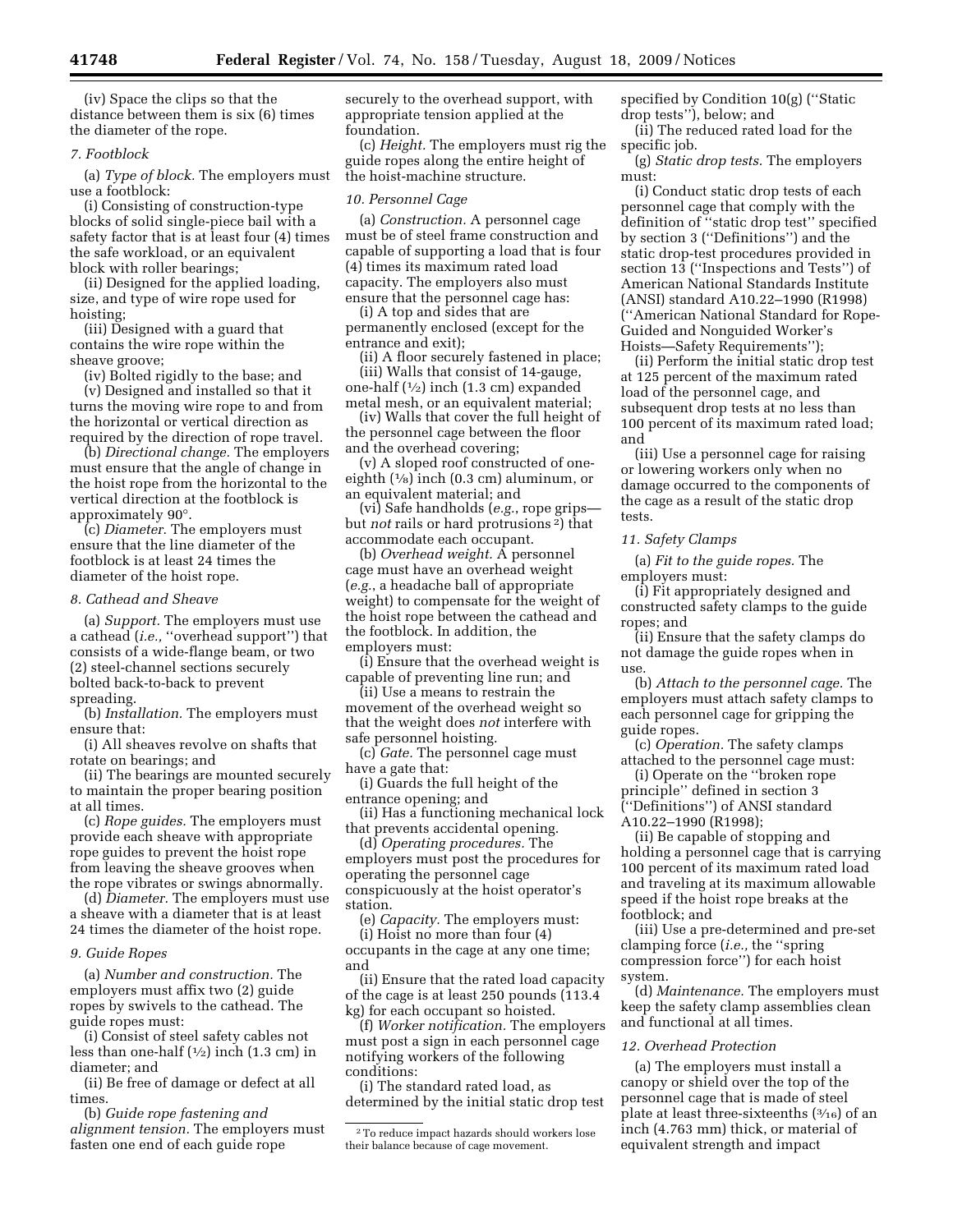(iv) Space the clips so that the distance between them is six (6) times the diameter of the rope.

*7. Footblock*

(a) *Type of block.* The employers must use a footblock:

(i) Consisting of construction-type blocks of solid single-piece bail with a safety factor that is at least four (4) times the safe workload, or an equivalent block with roller bearings;

(ii) Designed for the applied loading, size, and type of wire rope used for hoisting;

(iii) Designed with a guard that contains the wire rope within the sheave groove;

(iv) Bolted rigidly to the base; and

(v) Designed and installed so that it turns the moving wire rope to and from the horizontal or vertical direction as required by the direction of rope travel.

(b) *Directional change.* The employers must ensure that the angle of change in the hoist rope from the horizontal to the vertical direction at the footblock is approximately 90°.

(c) *Diameter.* The employers must ensure that the line diameter of the footblock is at least 24 times the diameter of the hoist rope.

*8. Cathead and Sheave*

(a) *Support.* The employers must use a cathead (*i.e.,* ''overhead support'') that consists of a wide-flange beam, or two (2) steel-channel sections securely bolted back-to-back to prevent spreading.

(b) *Installation.* The employers must ensure that:

(i) All sheaves revolve on shafts that rotate on bearings; and

(ii) The bearings are mounted securely to maintain the proper bearing position at all times.

(c) *Rope guides.* The employers must provide each sheave with appropriate rope guides to prevent the hoist rope from leaving the sheave grooves when the rope vibrates or swings abnormally.

(d) *Diameter.* The employers must use a sheave with a diameter that is at least 24 times the diameter of the hoist rope.

*9. Guide Ropes*

(a) *Number and construction.* The employers must affix two (2) guide ropes by swivels to the cathead. The guide ropes must:

(i) Consist of steel safety cables not less than one-half (½) inch (1.3 cm) in diameter; and

(ii) Be free of damage or defect at all times.

(b) *Guide rope fastening and alignment tension.* The employers must fasten one end of each guide rope securely to the overhead support, with appropriate tension applied at the foundation.

(c) *Height.* The employers must rig the guide ropes along the entire height of the hoist-machine structure.

*10. Personnel Cage*

(a) *Construction.* A personnel cage must be of steel frame construction and capable of supporting a load that is four (4) times its maximum rated load capacity. The employers also must ensure that the personnel cage has:

(i) A top and sides that are permanently enclosed (except for the entrance and exit);

(ii) A floor securely fastened in place;

(iii) Walls that consist of 14-gauge, one-half (½) inch (1.3 cm) expanded metal mesh, or an equivalent material;

(iv) Walls that cover the full height of the personnel cage between the floor and the overhead covering;

(v) A sloped roof constructed of one-eighth (⅛) inch (0.3 cm) aluminum, or an equivalent material; and

(vi) Safe handholds (*e.g.,* rope grips—but *not* rails or hard protrusions[2]) that accommodate each occupant.

(b) *Overhead weight.* A personnel cage must have an overhead weight (*e.g.,* a headache ball of appropriate weight) to compensate for the weight of the hoist rope between the cathead and the footblock. In addition, the employers must:

(i) Ensure that the overhead weight is capable of preventing line run; and

(ii) Use a means to restrain the movement of the overhead weight so that the weight does *not* interfere with safe personnel hoisting.

(c) *Gate.* The personnel cage must have a gate that:

(i) Guards the full height of the entrance opening; and

(ii) Has a functioning mechanical lock that prevents accidental opening.

(d) *Operating procedures.* The employers must post the procedures for operating the personnel cage conspicuously at the hoist operator's station.

(e) *Capacity.* The employers must:

(i) Hoist no more than four (4) occupants in the cage at any one time; and

(ii) Ensure that the rated load capacity of the cage is at least 250 pounds (113.4 kg) for each occupant so hoisted.

(f) *Worker notification.* The employers must post a sign in each personnel cage notifying workers of the following conditions:

(i) The standard rated load, as determined by the initial static drop test specified by Condition 10(g) (''Static drop tests''), below; and

(ii) The reduced rated load for the specific job.

(g) *Static drop tests.* The employers must:

(i) Conduct static drop tests of each personnel cage that comply with the definition of ''static drop test'' specified by section 3 (''Definitions'') and the static drop-test procedures provided in section 13 (''Inspections and Tests'') of American National Standards Institute (ANSI) standard A10.22–1990 (R1998) (''American National Standard for Rope-Guided and Nonguided Worker's Hoists—Safety Requirements'');

(ii) Perform the initial static drop test at 125 percent of the maximum rated load of the personnel cage, and subsequent drop tests at no less than 100 percent of its maximum rated load; and

(iii) Use a personnel cage for raising or lowering workers only when no damage occurred to the components of the cage as a result of the static drop tests.

*11. Safety Clamps*

(a) *Fit to the guide ropes.* The employers must:

(i) Fit appropriately designed and constructed safety clamps to the guide ropes; and

(ii) Ensure that the safety clamps do not damage the guide ropes when in use.

(b) *Attach to the personnel cage.* The employers must attach safety clamps to each personnel cage for gripping the guide ropes.

(c) *Operation.* The safety clamps attached to the personnel cage must:

(i) Operate on the ''broken rope principle'' defined in section 3 (''Definitions'') of ANSI standard A10.22–1990 (R1998);

(ii) Be capable of stopping and holding a personnel cage that is carrying 100 percent of its maximum rated load and traveling at its maximum allowable speed if the hoist rope breaks at the footblock; and

(iii) Use a pre-determined and pre-set clamping force (*i.e.,* the ''spring compression force'') for each hoist system.

(d) *Maintenance.* The employers must keep the safety clamp assemblies clean and functional at all times.

*12. Overhead Protection*

(a) The employers must install a canopy or shield over the top of the personnel cage that is made of steel plate at least three-sixteenths (³⁄₁₆) of an inch (4.763 mm) thick, or material of equivalent strength and impact

[2] To reduce impact hazards should workers lose their balance because of cage movement.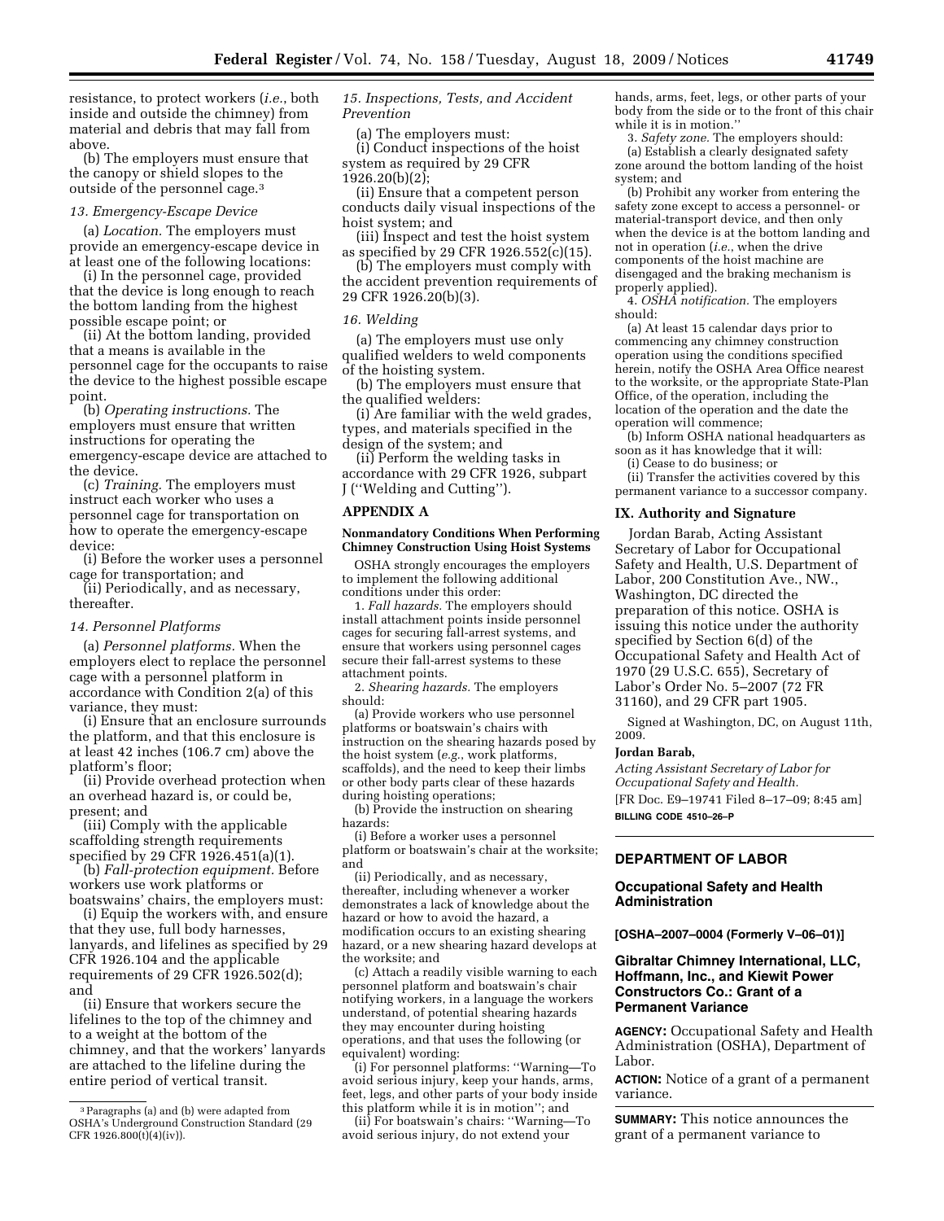resistance, to protect workers (*i.e.*, both inside and outside the chimney) from material and debris that may fall from above.

(b) The employers must ensure that the canopy or shield slopes to the outside of the personnel cage.[3]

*13. Emergency-Escape Device*

(a) *Location.* The employers must provide an emergency-escape device in at least one of the following locations:

(i) In the personnel cage, provided that the device is long enough to reach the bottom landing from the highest possible escape point; or

(ii) At the bottom landing, provided that a means is available in the personnel cage for the occupants to raise the device to the highest possible escape point.

(b) *Operating instructions.* The employers must ensure that written instructions for operating the emergency-escape device are attached to the device.

(c) *Training.* The employers must instruct each worker who uses a personnel cage for transportation on how to operate the emergency-escape device:

(i) Before the worker uses a personnel cage for transportation; and

(ii) Periodically, and as necessary, thereafter.

*14. Personnel Platforms*

(a) *Personnel platforms.* When the employers elect to replace the personnel cage with a personnel platform in accordance with Condition 2(a) of this variance, they must:

(i) Ensure that an enclosure surrounds the platform, and that this enclosure is at least 42 inches (106.7 cm) above the platform's floor;

(ii) Provide overhead protection when an overhead hazard is, or could be, present; and

(iii) Comply with the applicable scaffolding strength requirements specified by 29 CFR 1926.451(a)(1).

(b) *Fall-protection equipment.* Before workers use work platforms or boatswains' chairs, the employers must:

(i) Equip the workers with, and ensure that they use, full body harnesses, lanyards, and lifelines as specified by 29 CFR 1926.104 and the applicable requirements of 29 CFR 1926.502(d); and

(ii) Ensure that workers secure the lifelines to the top of the chimney and to a weight at the bottom of the chimney, and that the workers' lanyards are attached to the lifeline during the entire period of vertical transit.

[3] Paragraphs (a) and (b) were adapted from OSHA's Underground Construction Standard (29 CFR 1926.800(t)(4)(iv)).

*15. Inspections, Tests, and Accident Prevention*

(a) The employers must:

(i) Conduct inspections of the hoist system as required by 29 CFR 1926.20(b)(2);

(ii) Ensure that a competent person conducts daily visual inspections of the hoist system; and

(iii) Inspect and test the hoist system as specified by 29 CFR 1926.552(c)(15).

(b) The employers must comply with the accident prevention requirements of 29 CFR 1926.20(b)(3).

*16. Welding*

(a) The employers must use only qualified welders to weld components of the hoisting system.

(b) The employers must ensure that the qualified welders:

(i) Are familiar with the weld grades, types, and materials specified in the design of the system; and

(ii) Perform the welding tasks in accordance with 29 CFR 1926, subpart J (''Welding and Cutting'').

## APPENDIX A

### Nonmandatory Conditions When Performing Chimney Construction Using Hoist Systems

OSHA strongly encourages the employers to implement the following additional conditions under this order:

1. *Fall hazards.* The employers should install attachment points inside personnel cages for securing fall-arrest systems, and ensure that workers using personnel cages secure their fall-arrest systems to these attachment points.

2. *Shearing hazards.* The employers should:

(a) Provide workers who use personnel platforms or boatswain's chairs with instruction on the shearing hazards posed by the hoist system (*e.g.*, work platforms, scaffolds), and the need to keep their limbs or other body parts clear of these hazards during hoisting operations;

(b) Provide the instruction on shearing hazards:

(i) Before a worker uses a personnel platform or boatswain's chair at the worksite; and

(ii) Periodically, and as necessary, thereafter, including whenever a worker demonstrates a lack of knowledge about the hazard or how to avoid the hazard, a modification occurs to an existing shearing hazard, or a new shearing hazard develops at the worksite; and

(c) Attach a readily visible warning to each personnel platform and boatswain's chair notifying workers, in a language the workers understand, of potential shearing hazards they may encounter during hoisting operations, and that uses the following (or equivalent) wording:

(i) For personnel platforms: ''Warning—To avoid serious injury, keep your hands, arms, feet, legs, and other parts of your body inside this platform while it is in motion''; and

(ii) For boatswain's chairs: ''Warning—To avoid serious injury, do not extend your hands, arms, feet, legs, or other parts of your body from the side or to the front of this chair while it is in motion.''

3. *Safety zone.* The employers should:

(a) Establish a clearly designated safety zone around the bottom landing of the hoist system; and

(b) Prohibit any worker from entering the safety zone except to access a personnel- or material-transport device, and then only when the device is at the bottom landing and not in operation (*i.e.*, when the drive components of the hoist machine are disengaged and the braking mechanism is properly applied).

4. *OSHA notification.* The employers should:

(a) At least 15 calendar days prior to commencing any chimney construction operation using the conditions specified herein, notify the OSHA Area Office nearest to the worksite, or the appropriate State-Plan Office, of the operation, including the location of the operation and the date the operation will commence;

(b) Inform OSHA national headquarters as soon as it has knowledge that it will:

(i) Cease to do business; or

(ii) Transfer the activities covered by this permanent variance to a successor company.

## IX. Authority and Signature

Jordan Barab, Acting Assistant Secretary of Labor for Occupational Safety and Health, U.S. Department of Labor, 200 Constitution Ave., NW., Washington, DC directed the preparation of this notice. OSHA is issuing this notice under the authority specified by Section 6(d) of the Occupational Safety and Health Act of 1970 (29 U.S.C. 655), Secretary of Labor's Order No. 5–2007 (72 FR 31160), and 29 CFR part 1905.

Signed at Washington, DC, on August 11th, 2009.

**Jordan Barab,**

*Acting Assistant Secretary of Labor for Occupational Safety and Health.*

[FR Doc. E9–19741 Filed 8–17–09; 8:45 am]

**BILLING CODE 4510–26–P**

---

## DEPARTMENT OF LABOR

### Occupational Safety and Health Administration

**[OSHA–2007–0004 (Formerly V–06–01)]**

### Gibraltar Chimney International, LLC, Hoffmann, Inc., and Kiewit Power Constructors Co.: Grant of a Permanent Variance

**AGENCY:** Occupational Safety and Health Administration (OSHA), Department of Labor.

**ACTION:** Notice of a grant of a permanent variance.

**SUMMARY:** This notice announces the grant of a permanent variance to